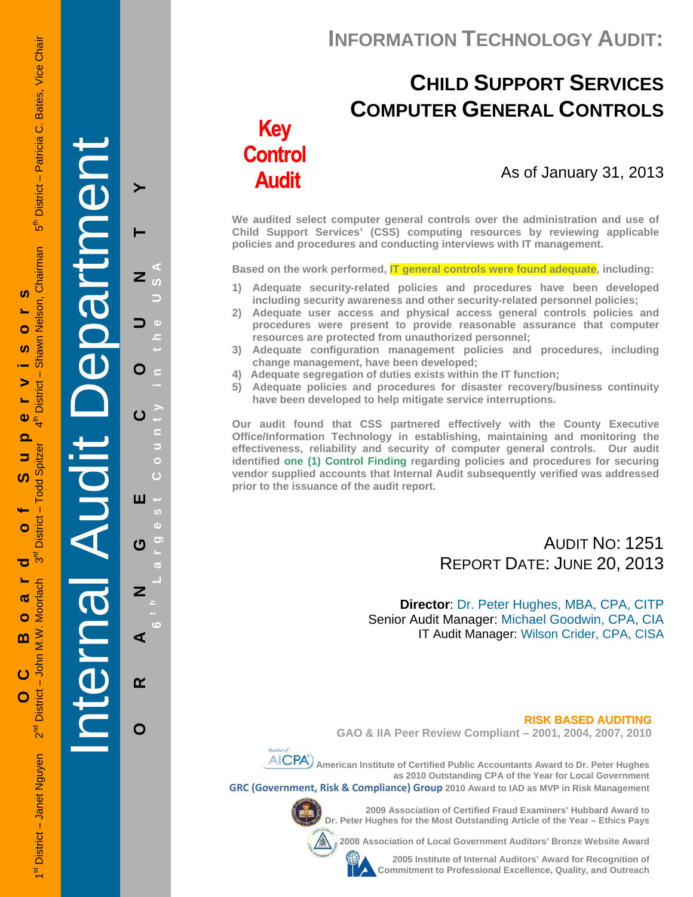OC Board of Supervisors

1st District – Janet Nguyen 2nd District – John M.W. Moorlach 3rd District – Todd Spitzer 4th District – Shawn Nelson, Chairman 5th District – Patricia C. Bates, Vice Chair

# Internal Audit Department

ORANGE COUNTY

6th Largest County in the USA

# INFORMATION TECHNOLOGY AUDIT:

## CHILD SUPPORT SERVICES COMPUTER GENERAL CONTROLS

**Key Control Audit**

As of January 31, 2013

**We audited select computer general controls over the administration and use of Child Support Services' (CSS) computing resources by reviewing applicable policies and procedures and conducting interviews with IT management.**

**Based on the work performed, IT general controls were found adequate, including:**

1) **Adequate security-related policies and procedures have been developed including security awareness and other security-related personnel policies;**
2) **Adequate user access and physical access general controls policies and procedures were present to provide reasonable assurance that computer resources are protected from unauthorized personnel;**
3) **Adequate configuration management policies and procedures, including change management, have been developed;**
4) **Adequate segregation of duties exists within the IT function;**
5) **Adequate policies and procedures for disaster recovery/business continuity have been developed to help mitigate service interruptions.**

**Our audit found that CSS partnered effectively with the County Executive Office/Information Technology in establishing, maintaining and monitoring the effectiveness, reliability and security of computer general controls. Our audit identified one (1) Control Finding regarding policies and procedures for securing vendor supplied accounts that Internal Audit subsequently verified was addressed prior to the issuance of the audit report.**

AUDIT NO: 1251
REPORT DATE: JUNE 20, 2013

**Director**: Dr. Peter Hughes, MBA, CPA, CITP
Senior Audit Manager: Michael Goodwin, CPA, CIA
IT Audit Manager: Wilson Crider, CPA, CISA

**RISK BASED AUDITING**

**GAO & IIA Peer Review Compliant – 2001, 2004, 2007, 2010**

**American Institute of Certified Public Accountants Award to Dr. Peter Hughes as 2010 Outstanding CPA of the Year for Local Government**

**GRC (Government, Risk & Compliance) Group 2010 Award to IAD as MVP in Risk Management**

**2009 Association of Certified Fraud Examiners' Hubbard Award to Dr. Peter Hughes for the Most Outstanding Article of the Year – Ethics Pays**

**2008 Association of Local Government Auditors' Bronze Website Award**

**2005 Institute of Internal Auditors' Award for Recognition of Commitment to Professional Excellence, Quality, and Outreach**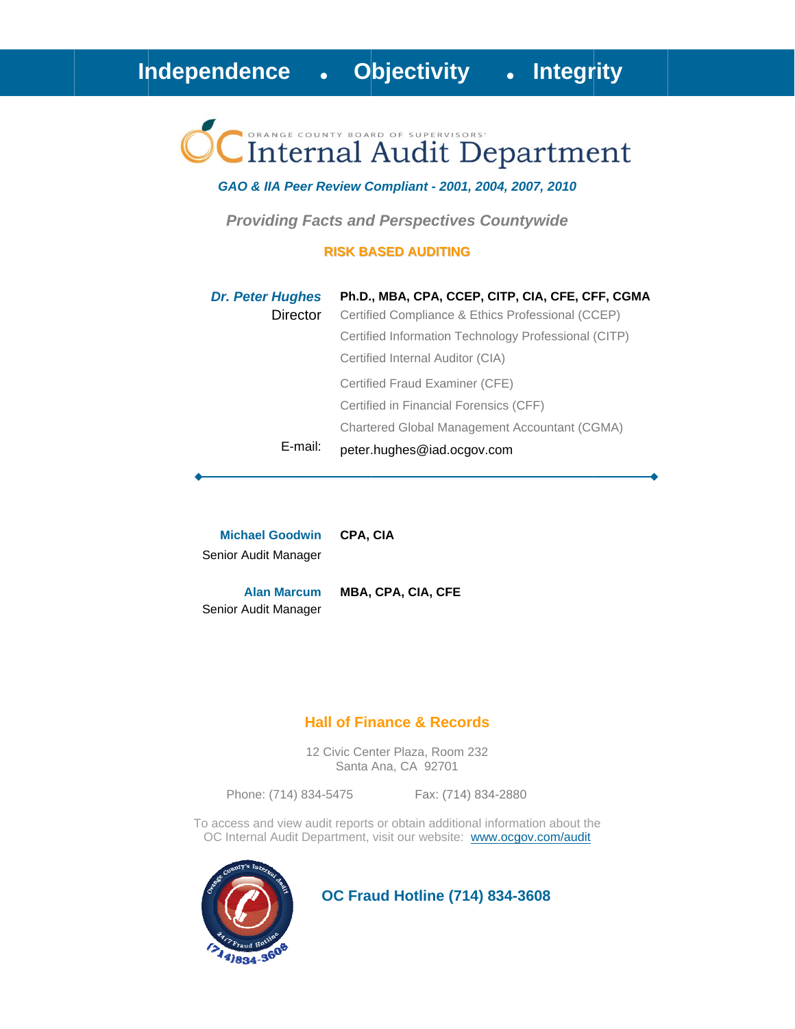**Independence • Objectivity • Integrity**

ORANGE COUNTY BOARD OF SUPERVISORS'

# OC Internal Audit Department

***GAO & IIA Peer Review Compliant - 2001, 2004, 2007, 2010***

***Providing Facts and Perspectives Countywide***

**RISK BASED AUDITING**

***Dr. Peter Hughes*** — **Ph.D., MBA, CPA, CCEP, CITP, CIA, CFE, CFF, CGMA**
Director

Certified Compliance & Ethics Professional (CCEP)
Certified Information Technology Professional (CITP)
Certified Internal Auditor (CIA)
Certified Fraud Examiner (CFE)
Certified in Financial Forensics (CFF)
Chartered Global Management Accountant (CGMA)

E-mail: peter.hughes@iad.ocgov.com

---

**Michael Goodwin** — **CPA, CIA**
Senior Audit Manager

**Alan Marcum** — **MBA, CPA, CIA, CFE**
Senior Audit Manager

**Hall of Finance & Records**

12 Civic Center Plaza, Room 232
Santa Ana, CA 92701

Phone: (714) 834-5475 Fax: (714) 834-2880

To access and view audit reports or obtain additional information about the OC Internal Audit Department, visit our website: www.ocgov.com/audit

**OC Fraud Hotline (714) 834-3608**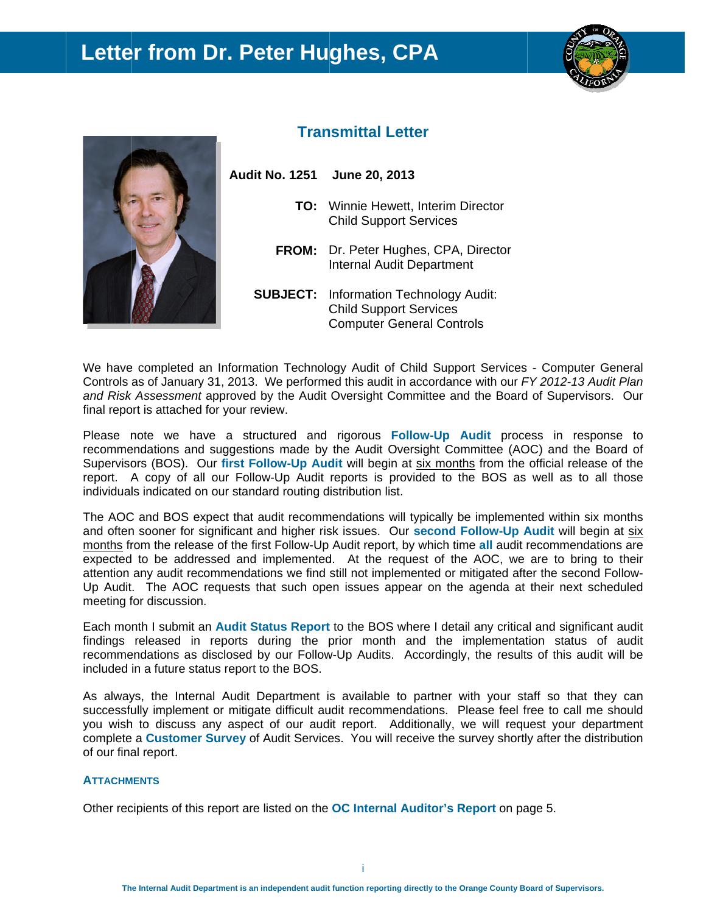# Letter from Dr. Peter Hughes, CPA

## Transmittal Letter

**Audit No. 1251** **June 20, 2013**

**TO:** Winnie Hewett, Interim Director
Child Support Services

**FROM:** Dr. Peter Hughes, CPA, Director
Internal Audit Department

**SUBJECT:** Information Technology Audit:
Child Support Services
Computer General Controls

We have completed an Information Technology Audit of Child Support Services - Computer General Controls as of January 31, 2013. We performed this audit in accordance with our *FY 2012-13 Audit Plan and Risk Assessment* approved by the Audit Oversight Committee and the Board of Supervisors. Our final report is attached for your review.

Please note we have a structured and rigorous **Follow-Up Audit** process in response to recommendations and suggestions made by the Audit Oversight Committee (AOC) and the Board of Supervisors (BOS). Our **first Follow-Up Audit** will begin at six months from the official release of the report. A copy of all our Follow-Up Audit reports is provided to the BOS as well as to all those individuals indicated on our standard routing distribution list.

The AOC and BOS expect that audit recommendations will typically be implemented within six months and often sooner for significant and higher risk issues. Our **second Follow-Up Audit** will begin at six months from the release of the first Follow-Up Audit report, by which time **all** audit recommendations are expected to be addressed and implemented. At the request of the AOC, we are to bring to their attention any audit recommendations we find still not implemented or mitigated after the second Follow-Up Audit. The AOC requests that such open issues appear on the agenda at their next scheduled meeting for discussion.

Each month I submit an **Audit Status Report** to the BOS where I detail any critical and significant audit findings released in reports during the prior month and the implementation status of audit recommendations as disclosed by our Follow-Up Audits. Accordingly, the results of this audit will be included in a future status report to the BOS.

As always, the Internal Audit Department is available to partner with your staff so that they can successfully implement or mitigate difficult audit recommendations. Please feel free to call me should you wish to discuss any aspect of our audit report. Additionally, we will request your department complete a **Customer Survey** of Audit Services. You will receive the survey shortly after the distribution of our final report.

**ATTACHMENTS**

Other recipients of this report are listed on the **OC Internal Auditor's Report** on page 5.

The Internal Audit Department is an independent audit function reporting directly to the Orange County Board of Supervisors.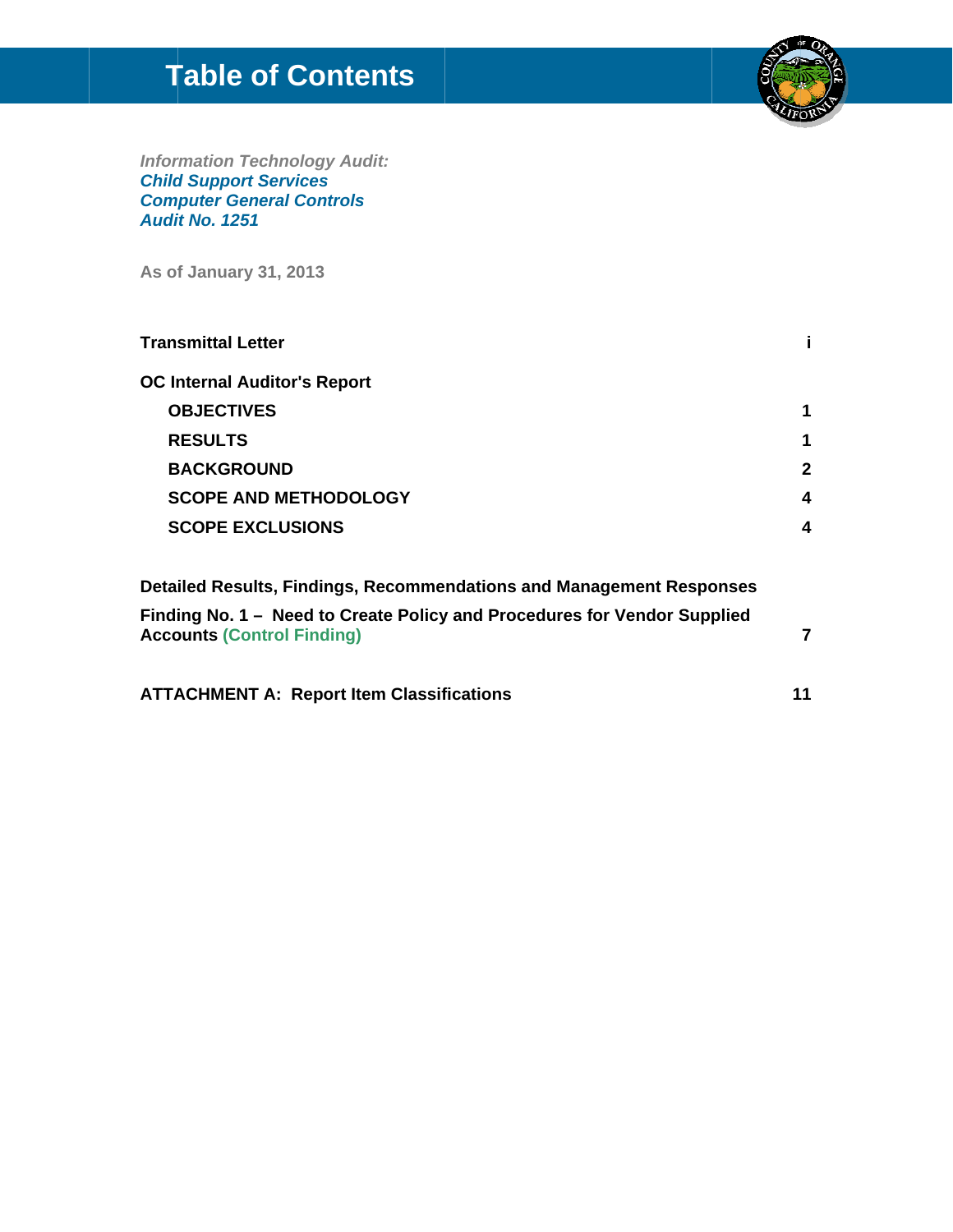# Table of Contents

*Information Technology Audit:*
***Child Support Services***
***Computer General Controls***
***Audit No. 1251***

**As of January 31, 2013**

| | |
|---|---|
| **Transmittal Letter** | **i** |
| **OC Internal Auditor's Report** | |
| **OBJECTIVES** | **1** |
| **RESULTS** | **1** |
| **BACKGROUND** | **2** |
| **SCOPE AND METHODOLOGY** | **4** |
| **SCOPE EXCLUSIONS** | **4** |
| **Detailed Results, Findings, Recommendations and Management Responses** | |
| **Finding No. 1 – Need to Create Policy and Procedures for Vendor Supplied Accounts (Control Finding)** | **7** |
| **ATTACHMENT A: Report Item Classifications** | **11** |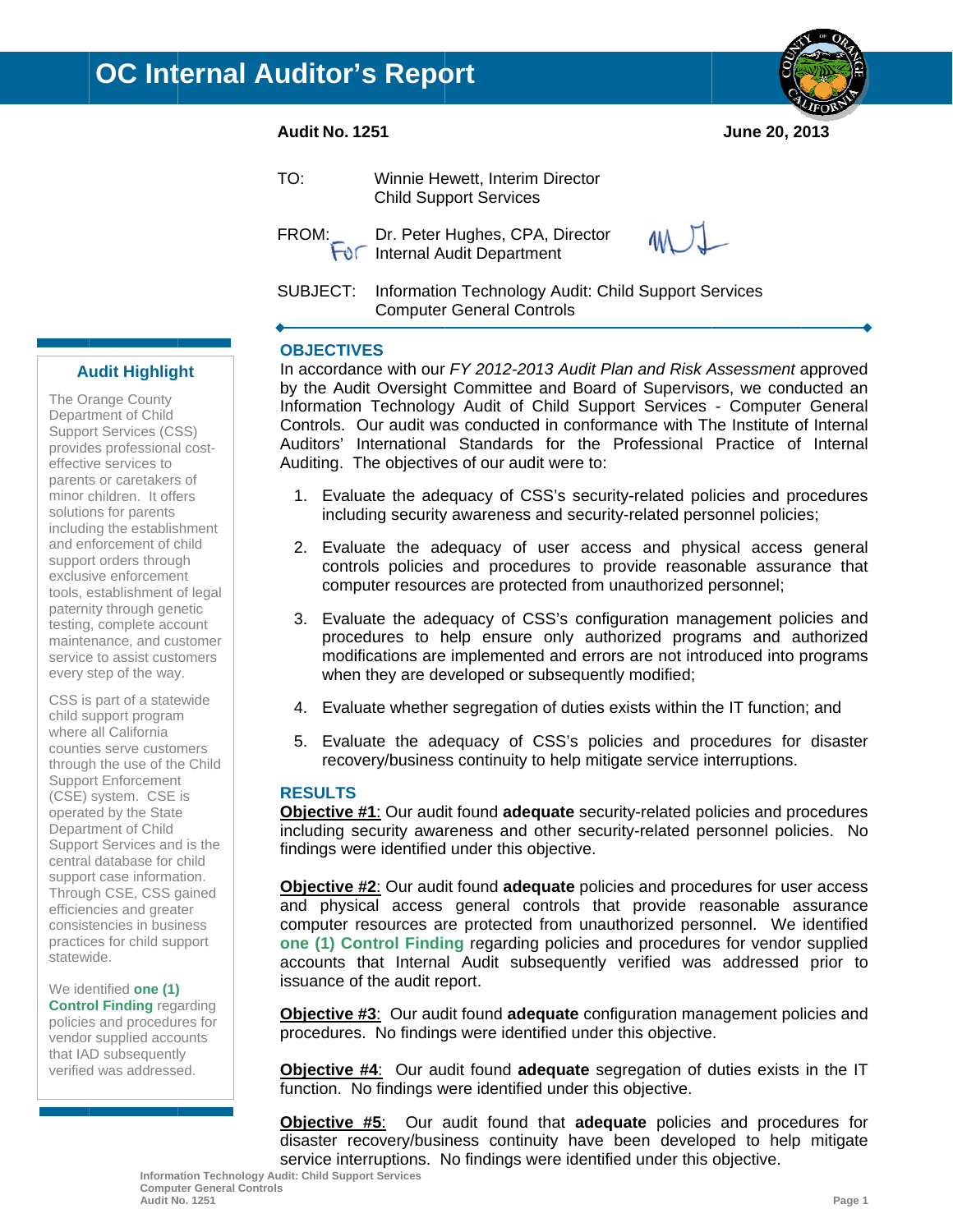# OC Internal Auditor's Report

**Audit No. 1251** **June 20, 2013**

TO: Winnie Hewett, Interim Director
Child Support Services

FROM: For Dr. Peter Hughes, CPA, Director
Internal Audit Department

SUBJECT: Information Technology Audit: Child Support Services Computer General Controls

## Audit Highlight

The Orange County Department of Child Support Services (CSS) provides professional cost-effective services to parents or caretakers of minor children. It offers solutions for parents including the establishment and enforcement of child support orders through exclusive enforcement tools, establishment of legal paternity through genetic testing, complete account maintenance, and customer service to assist customers every step of the way.

CSS is part of a statewide child support program where all California counties serve customers through the use of the Child Support Enforcement (CSE) system. CSE is operated by the State Department of Child Support Services and is the central database for child support case information. Through CSE, CSS gained efficiencies and greater consistencies in business practices for child support statewide.

We identified **one (1) Control Finding** regarding policies and procedures for vendor supplied accounts that IAD subsequently verified was addressed.

## OBJECTIVES

In accordance with our *FY 2012-2013 Audit Plan and Risk Assessment* approved by the Audit Oversight Committee and Board of Supervisors, we conducted an Information Technology Audit of Child Support Services - Computer General Controls. Our audit was conducted in conformance with The Institute of Internal Auditors' International Standards for the Professional Practice of Internal Auditing. The objectives of our audit were to:

1. Evaluate the adequacy of CSS's security-related policies and procedures including security awareness and security-related personnel policies;
2. Evaluate the adequacy of user access and physical access general controls policies and procedures to provide reasonable assurance that computer resources are protected from unauthorized personnel;
3. Evaluate the adequacy of CSS's configuration management policies and procedures to help ensure only authorized programs and authorized modifications are implemented and errors are not introduced into programs when they are developed or subsequently modified;
4. Evaluate whether segregation of duties exists within the IT function; and
5. Evaluate the adequacy of CSS's policies and procedures for disaster recovery/business continuity to help mitigate service interruptions.

## RESULTS

**Objective #1**: Our audit found **adequate** security-related policies and procedures including security awareness and other security-related personnel policies. No findings were identified under this objective.

**Objective #2**: Our audit found **adequate** policies and procedures for user access and physical access general controls that provide reasonable assurance computer resources are protected from unauthorized personnel. We identified **one (1) Control Finding** regarding policies and procedures for vendor supplied accounts that Internal Audit subsequently verified was addressed prior to issuance of the audit report.

**Objective #3**: Our audit found **adequate** configuration management policies and procedures. No findings were identified under this objective.

**Objective #4**: Our audit found **adequate** segregation of duties exists in the IT function. No findings were identified under this objective.

**Objective #5**: Our audit found that **adequate** policies and procedures for disaster recovery/business continuity have been developed to help mitigate service interruptions. No findings were identified under this objective.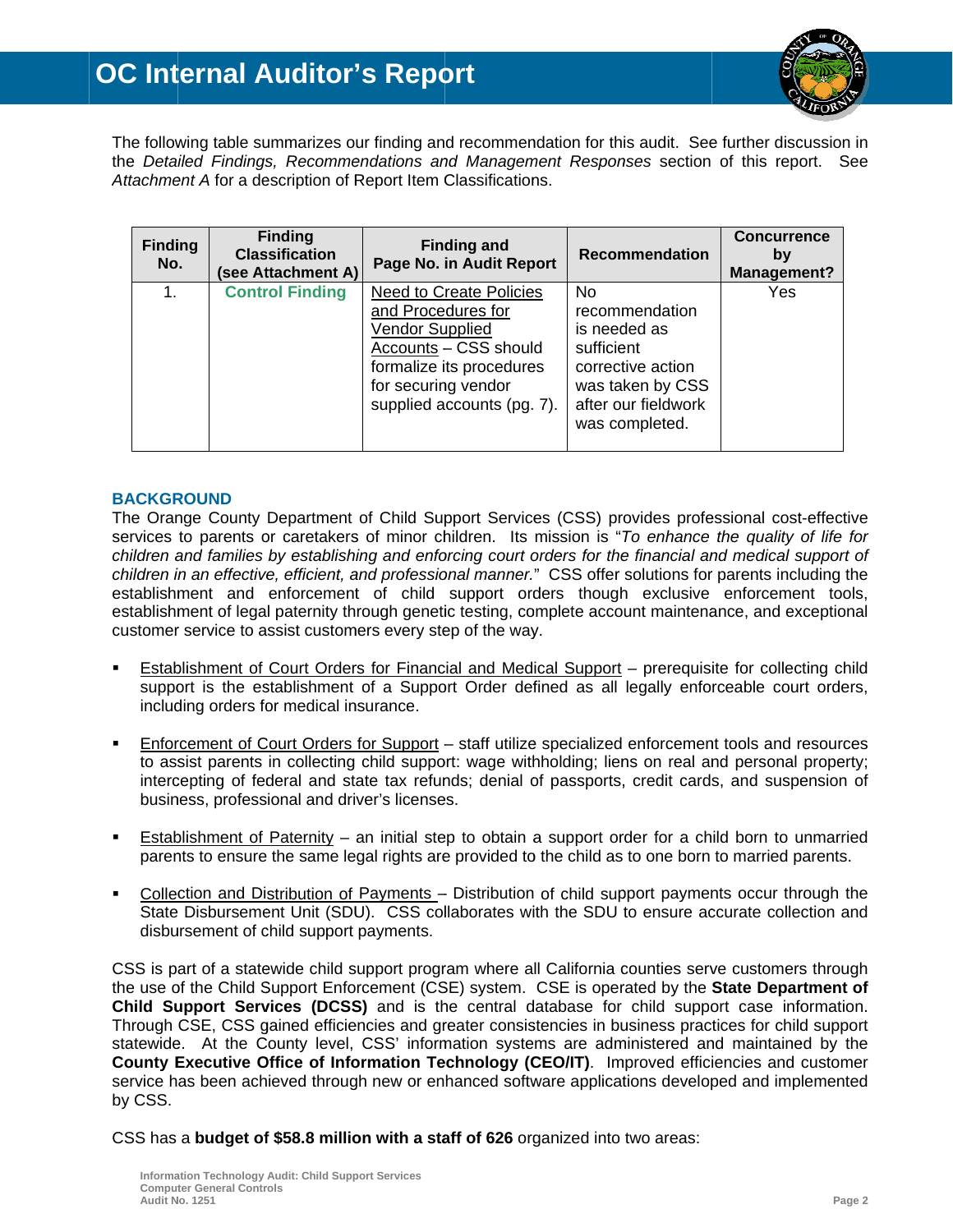The following table summarizes our finding and recommendation for this audit. See further discussion in the *Detailed Findings, Recommendations and Management Responses* section of this report. See *Attachment A* for a description of Report Item Classifications.

| Finding No. | Finding Classification (see Attachment A) | Finding and Page No. in Audit Report | Recommendation | Concurrence by Management? |
|---|---|---|---|---|
| 1. | **Control Finding** | Need to Create Policies and Procedures for Vendor Supplied Accounts – CSS should formalize its procedures for securing vendor supplied accounts (pg. 7). | No recommendation is needed as sufficient corrective action was taken by CSS after our fieldwork was completed. | Yes |

## BACKGROUND

The Orange County Department of Child Support Services (CSS) provides professional cost-effective services to parents or caretakers of minor children. Its mission is "*To enhance the quality of life for children and families by establishing and enforcing court orders for the financial and medical support of children in an effective, efficient, and professional manner.*" CSS offer solutions for parents including the establishment and enforcement of child support orders though exclusive enforcement tools, establishment of legal paternity through genetic testing, complete account maintenance, and exceptional customer service to assist customers every step of the way.

- Establishment of Court Orders for Financial and Medical Support – prerequisite for collecting child support is the establishment of a Support Order defined as all legally enforceable court orders, including orders for medical insurance.
- Enforcement of Court Orders for Support – staff utilize specialized enforcement tools and resources to assist parents in collecting child support: wage withholding; liens on real and personal property; intercepting of federal and state tax refunds; denial of passports, credit cards, and suspension of business, professional and driver's licenses.
- Establishment of Paternity – an initial step to obtain a support order for a child born to unmarried parents to ensure the same legal rights are provided to the child as to one born to married parents.
- Collection and Distribution of Payments – Distribution of child support payments occur through the State Disbursement Unit (SDU). CSS collaborates with the SDU to ensure accurate collection and disbursement of child support payments.

CSS is part of a statewide child support program where all California counties serve customers through the use of the Child Support Enforcement (CSE) system. CSE is operated by the **State Department of Child Support Services (DCSS)** and is the central database for child support case information. Through CSE, CSS gained efficiencies and greater consistencies in business practices for child support statewide. At the County level, CSS' information systems are administered and maintained by the **County Executive Office of Information Technology (CEO/IT)**. Improved efficiencies and customer service has been achieved through new or enhanced software applications developed and implemented by CSS.

CSS has a **budget of $58.8 million with a staff of 626** organized into two areas: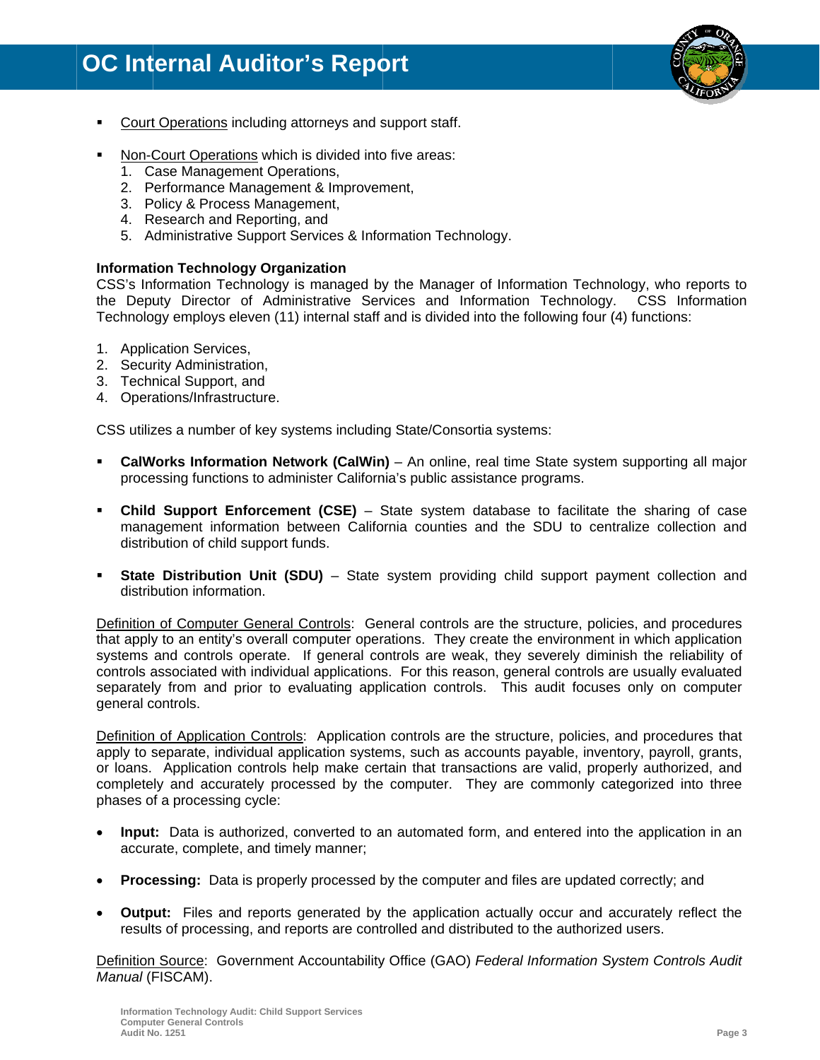- Court Operations including attorneys and support staff.

- Non-Court Operations which is divided into five areas:
  1. Case Management Operations,
  2. Performance Management & Improvement,
  3. Policy & Process Management,
  4. Research and Reporting, and
  5. Administrative Support Services & Information Technology.

**Information Technology Organization**

CSS's Information Technology is managed by the Manager of Information Technology, who reports to the Deputy Director of Administrative Services and Information Technology. CSS Information Technology employs eleven (11) internal staff and is divided into the following four (4) functions:

1. Application Services,
2. Security Administration,
3. Technical Support, and
4. Operations/Infrastructure.

CSS utilizes a number of key systems including State/Consortia systems:

- **CalWorks Information Network (CalWin)** – An online, real time State system supporting all major processing functions to administer California's public assistance programs.

- **Child Support Enforcement (CSE)** – State system database to facilitate the sharing of case management information between California counties and the SDU to centralize collection and distribution of child support funds.

- **State Distribution Unit (SDU)** – State system providing child support payment collection and distribution information.

Definition of Computer General Controls: General controls are the structure, policies, and procedures that apply to an entity's overall computer operations. They create the environment in which application systems and controls operate. If general controls are weak, they severely diminish the reliability of controls associated with individual applications. For this reason, general controls are usually evaluated separately from and prior to evaluating application controls. This audit focuses only on computer general controls.

Definition of Application Controls: Application controls are the structure, policies, and procedures that apply to separate, individual application systems, such as accounts payable, inventory, payroll, grants, or loans. Application controls help make certain that transactions are valid, properly authorized, and completely and accurately processed by the computer. They are commonly categorized into three phases of a processing cycle:

- **Input:** Data is authorized, converted to an automated form, and entered into the application in an accurate, complete, and timely manner;

- **Processing:** Data is properly processed by the computer and files are updated correctly; and

- **Output:** Files and reports generated by the application actually occur and accurately reflect the results of processing, and reports are controlled and distributed to the authorized users.

Definition Source: Government Accountability Office (GAO) *Federal Information System Controls Audit Manual* (FISCAM).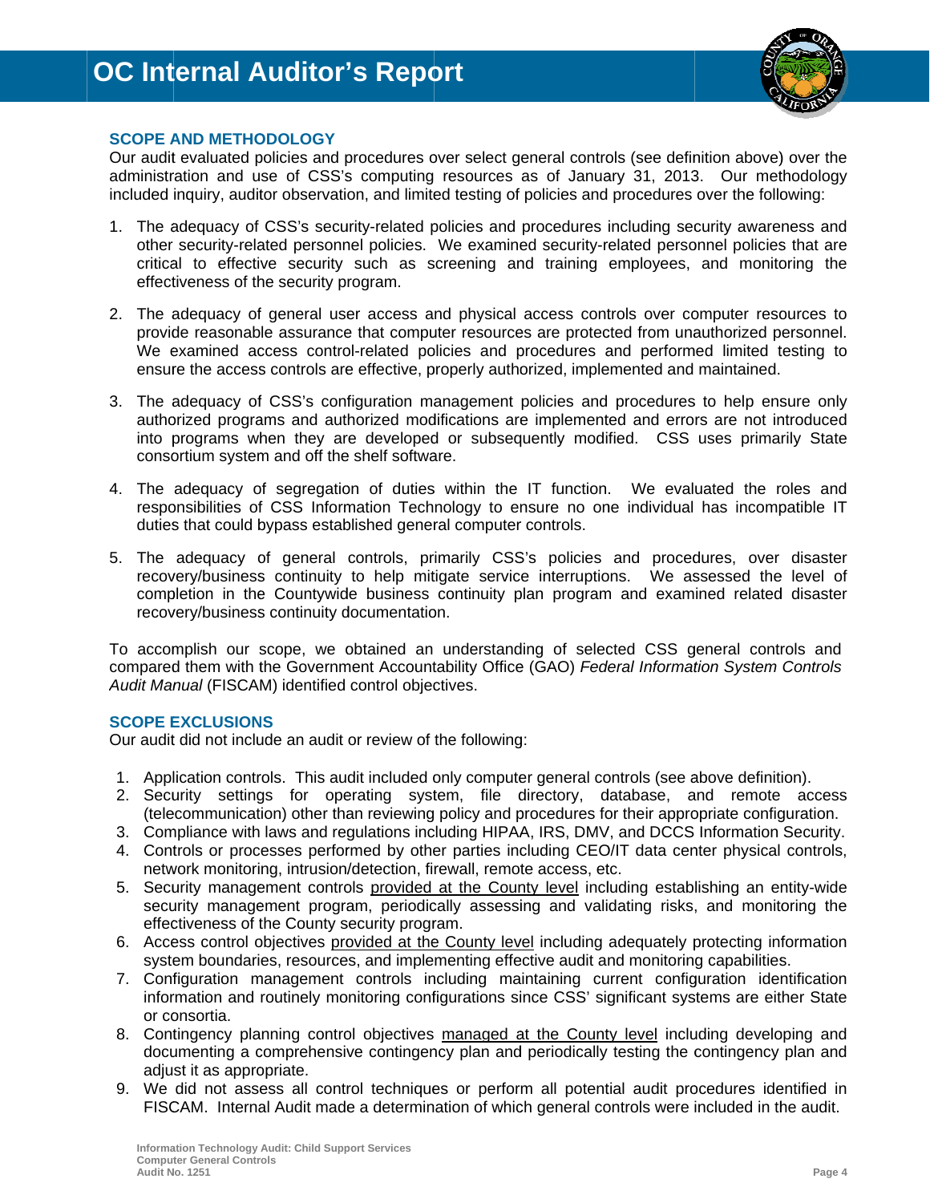## SCOPE AND METHODOLOGY

Our audit evaluated policies and procedures over select general controls (see definition above) over the administration and use of CSS's computing resources as of January 31, 2013. Our methodology included inquiry, auditor observation, and limited testing of policies and procedures over the following:

1. The adequacy of CSS's security-related policies and procedures including security awareness and other security-related personnel policies. We examined security-related personnel policies that are critical to effective security such as screening and training employees, and monitoring the effectiveness of the security program.

2. The adequacy of general user access and physical access controls over computer resources to provide reasonable assurance that computer resources are protected from unauthorized personnel. We examined access control-related policies and procedures and performed limited testing to ensure the access controls are effective, properly authorized, implemented and maintained.

3. The adequacy of CSS's configuration management policies and procedures to help ensure only authorized programs and authorized modifications are implemented and errors are not introduced into programs when they are developed or subsequently modified. CSS uses primarily State consortium system and off the shelf software.

4. The adequacy of segregation of duties within the IT function. We evaluated the roles and responsibilities of CSS Information Technology to ensure no one individual has incompatible IT duties that could bypass established general computer controls.

5. The adequacy of general controls, primarily CSS's policies and procedures, over disaster recovery/business continuity to help mitigate service interruptions. We assessed the level of completion in the Countywide business continuity plan program and examined related disaster recovery/business continuity documentation.

To accomplish our scope, we obtained an understanding of selected CSS general controls and compared them with the Government Accountability Office (GAO) *Federal Information System Controls Audit Manual* (FISCAM) identified control objectives.

## SCOPE EXCLUSIONS

Our audit did not include an audit or review of the following:

1. Application controls. This audit included only computer general controls (see above definition).
2. Security settings for operating system, file directory, database, and remote access (telecommunication) other than reviewing policy and procedures for their appropriate configuration.
3. Compliance with laws and regulations including HIPAA, IRS, DMV, and DCCS Information Security.
4. Controls or processes performed by other parties including CEO/IT data center physical controls, network monitoring, intrusion/detection, firewall, remote access, etc.
5. Security management controls <u>provided at the County level</u> including establishing an entity-wide security management program, periodically assessing and validating risks, and monitoring the effectiveness of the County security program.
6. Access control objectives <u>provided at the County level</u> including adequately protecting information system boundaries, resources, and implementing effective audit and monitoring capabilities.
7. Configuration management controls including maintaining current configuration identification information and routinely monitoring configurations since CSS' significant systems are either State or consortia.
8. Contingency planning control objectives <u>managed at the County level</u> including developing and documenting a comprehensive contingency plan and periodically testing the contingency plan and adjust it as appropriate.
9. We did not assess all control techniques or perform all potential audit procedures identified in FISCAM. Internal Audit made a determination of which general controls were included in the audit.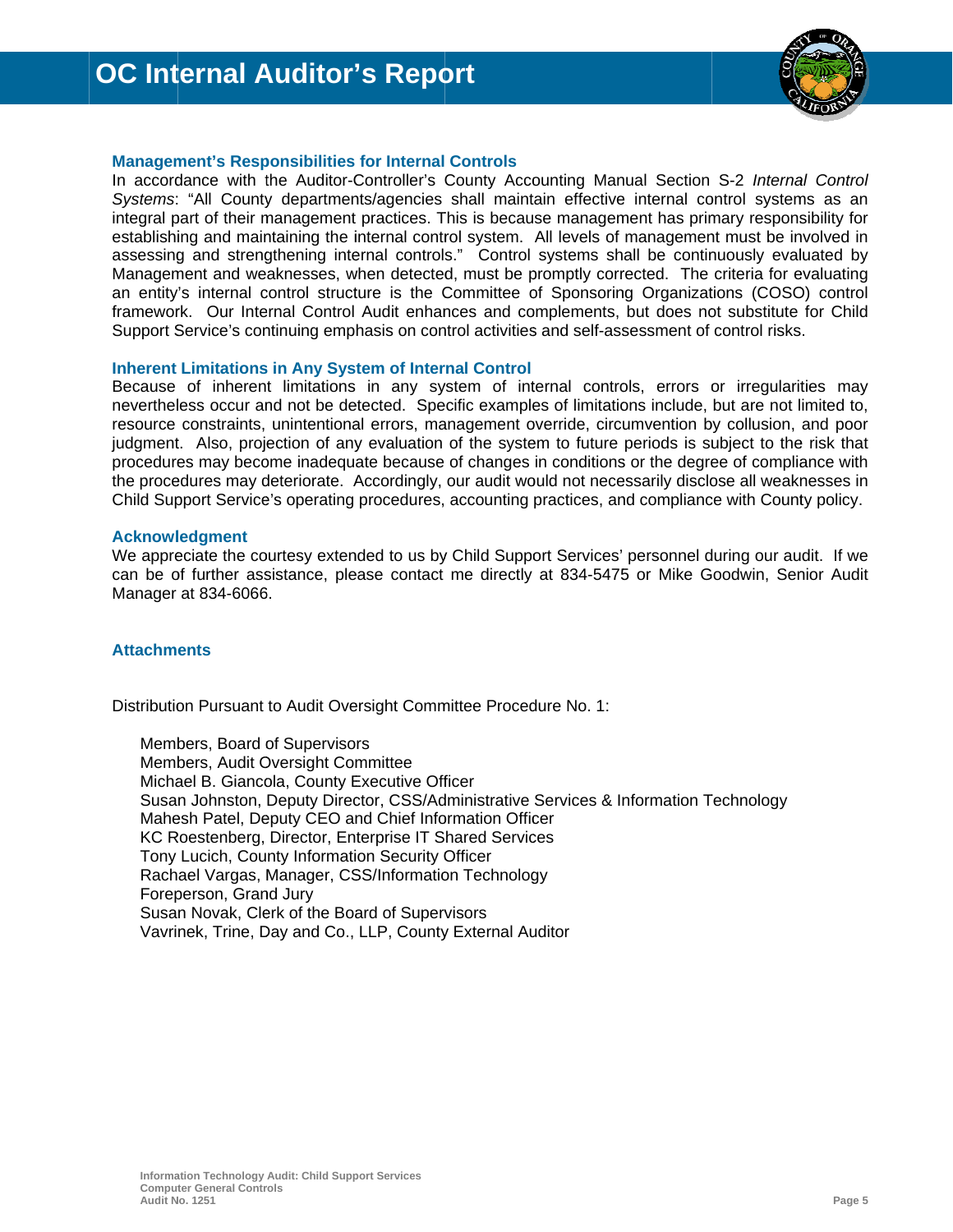### Management's Responsibilities for Internal Controls

In accordance with the Auditor-Controller's County Accounting Manual Section S-2 *Internal Control Systems*: "All County departments/agencies shall maintain effective internal control systems as an integral part of their management practices. This is because management has primary responsibility for establishing and maintaining the internal control system. All levels of management must be involved in assessing and strengthening internal controls." Control systems shall be continuously evaluated by Management and weaknesses, when detected, must be promptly corrected. The criteria for evaluating an entity's internal control structure is the Committee of Sponsoring Organizations (COSO) control framework. Our Internal Control Audit enhances and complements, but does not substitute for Child Support Service's continuing emphasis on control activities and self-assessment of control risks.

### Inherent Limitations in Any System of Internal Control

Because of inherent limitations in any system of internal controls, errors or irregularities may nevertheless occur and not be detected. Specific examples of limitations include, but are not limited to, resource constraints, unintentional errors, management override, circumvention by collusion, and poor judgment. Also, projection of any evaluation of the system to future periods is subject to the risk that procedures may become inadequate because of changes in conditions or the degree of compliance with the procedures may deteriorate. Accordingly, our audit would not necessarily disclose all weaknesses in Child Support Service's operating procedures, accounting practices, and compliance with County policy.

### Acknowledgment

We appreciate the courtesy extended to us by Child Support Services' personnel during our audit. If we can be of further assistance, please contact me directly at 834-5475 or Mike Goodwin, Senior Audit Manager at 834-6066.

### Attachments

Distribution Pursuant to Audit Oversight Committee Procedure No. 1:

- Members, Board of Supervisors
- Members, Audit Oversight Committee
- Michael B. Giancola, County Executive Officer
- Susan Johnston, Deputy Director, CSS/Administrative Services & Information Technology
- Mahesh Patel, Deputy CEO and Chief Information Officer
- KC Roestenberg, Director, Enterprise IT Shared Services
- Tony Lucich, County Information Security Officer
- Rachael Vargas, Manager, CSS/Information Technology
- Foreperson, Grand Jury
- Susan Novak, Clerk of the Board of Supervisors
- Vavrinek, Trine, Day and Co., LLP, County External Auditor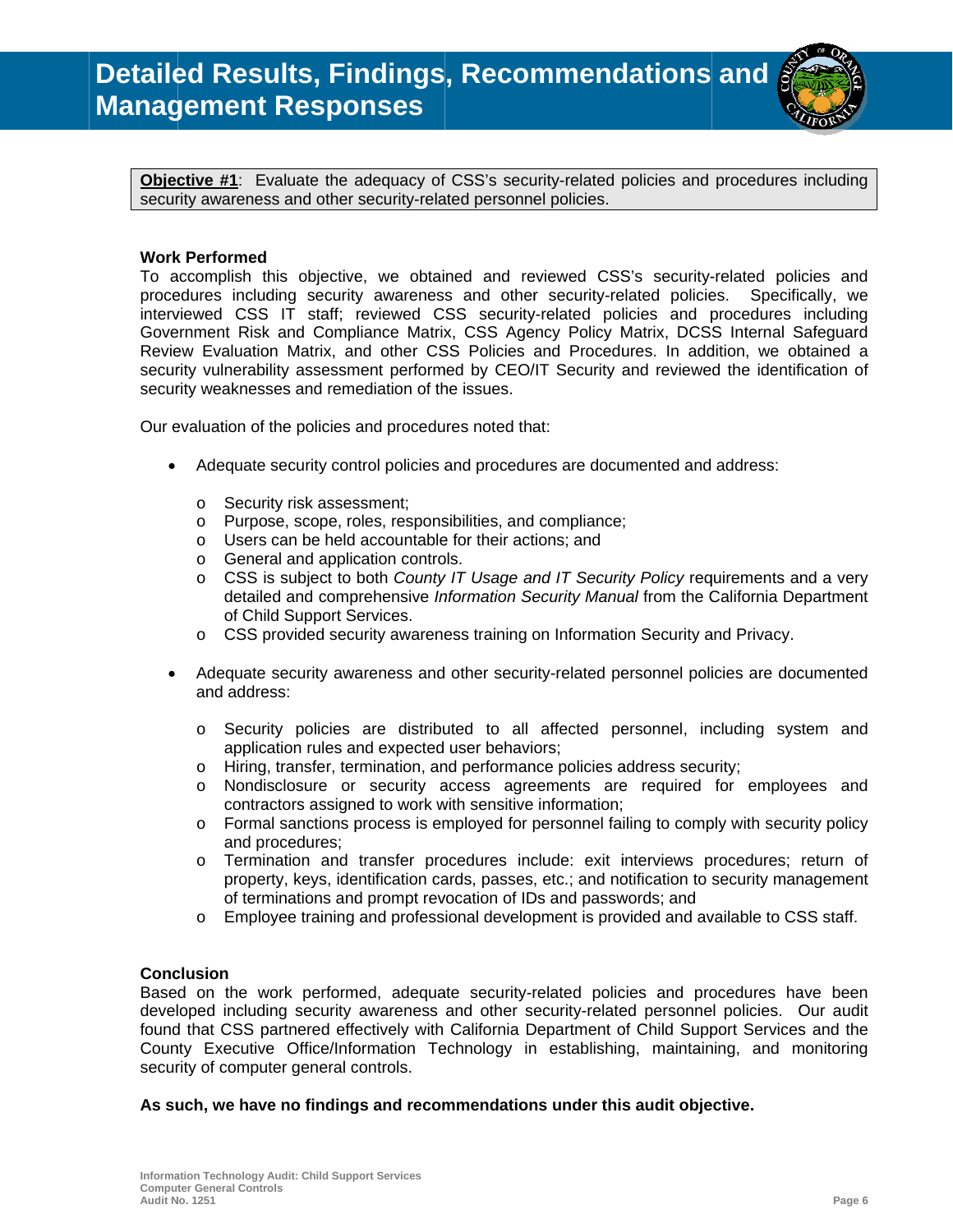# Detailed Results, Findings, Recommendations and Management Responses

**Objective #1**: Evaluate the adequacy of CSS's security-related policies and procedures including security awareness and other security-related personnel policies.

### Work Performed

To accomplish this objective, we obtained and reviewed CSS's security-related policies and procedures including security awareness and other security-related policies. Specifically, we interviewed CSS IT staff; reviewed CSS security-related policies and procedures including Government Risk and Compliance Matrix, CSS Agency Policy Matrix, DCSS Internal Safeguard Review Evaluation Matrix, and other CSS Policies and Procedures. In addition, we obtained a security vulnerability assessment performed by CEO/IT Security and reviewed the identification of security weaknesses and remediation of the issues.

Our evaluation of the policies and procedures noted that:

- Adequate security control policies and procedures are documented and address:
  - Security risk assessment;
  - Purpose, scope, roles, responsibilities, and compliance;
  - Users can be held accountable for their actions; and
  - General and application controls.
  - CSS is subject to both *County IT Usage and IT Security Policy* requirements and a very detailed and comprehensive *Information Security Manual* from the California Department of Child Support Services.
  - CSS provided security awareness training on Information Security and Privacy.

- Adequate security awareness and other security-related personnel policies are documented and address:
  - Security policies are distributed to all affected personnel, including system and application rules and expected user behaviors;
  - Hiring, transfer, termination, and performance policies address security;
  - Nondisclosure or security access agreements are required for employees and contractors assigned to work with sensitive information;
  - Formal sanctions process is employed for personnel failing to comply with security policy and procedures;
  - Termination and transfer procedures include: exit interviews procedures; return of property, keys, identification cards, passes, etc.; and notification to security management of terminations and prompt revocation of IDs and passwords; and
  - Employee training and professional development is provided and available to CSS staff.

### Conclusion

Based on the work performed, adequate security-related policies and procedures have been developed including security awareness and other security-related personnel policies. Our audit found that CSS partnered effectively with California Department of Child Support Services and the County Executive Office/Information Technology in establishing, maintaining, and monitoring security of computer general controls.

**As such, we have no findings and recommendations under this audit objective.**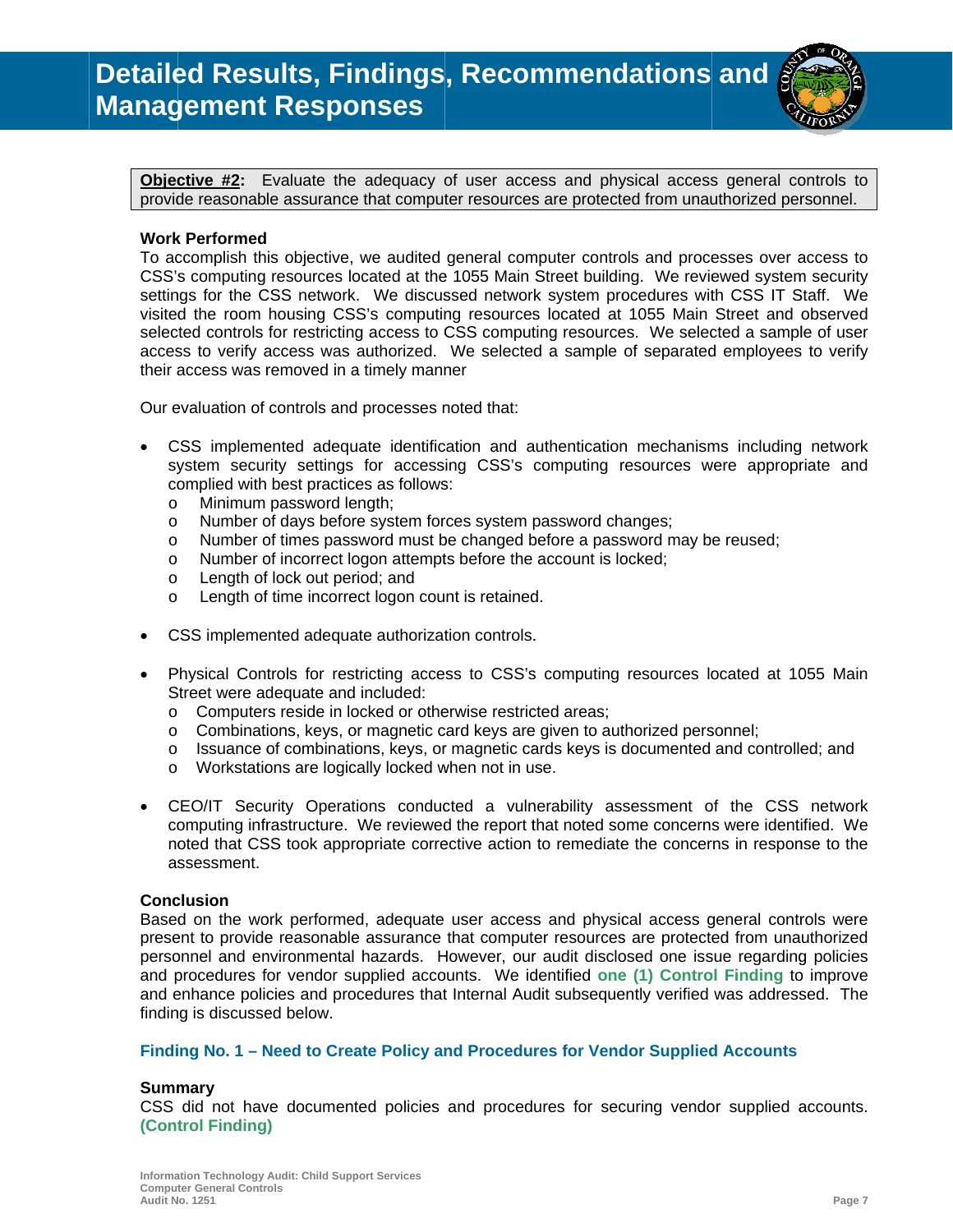# Detailed Results, Findings, Recommendations and Management Responses

**Objective #2:** Evaluate the adequacy of user access and physical access general controls to provide reasonable assurance that computer resources are protected from unauthorized personnel.

**Work Performed**

To accomplish this objective, we audited general computer controls and processes over access to CSS's computing resources located at the 1055 Main Street building. We reviewed system security settings for the CSS network. We discussed network system procedures with CSS IT Staff. We visited the room housing CSS's computing resources located at 1055 Main Street and observed selected controls for restricting access to CSS computing resources. We selected a sample of user access to verify access was authorized. We selected a sample of separated employees to verify their access was removed in a timely manner

Our evaluation of controls and processes noted that:

- CSS implemented adequate identification and authentication mechanisms including network system security settings for accessing CSS's computing resources were appropriate and complied with best practices as follows:
  - Minimum password length;
  - Number of days before system forces system password changes;
  - Number of times password must be changed before a password may be reused;
  - Number of incorrect logon attempts before the account is locked;
  - Length of lock out period; and
  - Length of time incorrect logon count is retained.

- CSS implemented adequate authorization controls.

- Physical Controls for restricting access to CSS's computing resources located at 1055 Main Street were adequate and included:
  - Computers reside in locked or otherwise restricted areas;
  - Combinations, keys, or magnetic card keys are given to authorized personnel;
  - Issuance of combinations, keys, or magnetic cards keys is documented and controlled; and
  - Workstations are logically locked when not in use.

- CEO/IT Security Operations conducted a vulnerability assessment of the CSS network computing infrastructure. We reviewed the report that noted some concerns were identified. We noted that CSS took appropriate corrective action to remediate the concerns in response to the assessment.

**Conclusion**

Based on the work performed, adequate user access and physical access general controls were present to provide reasonable assurance that computer resources are protected from unauthorized personnel and environmental hazards. However, our audit disclosed one issue regarding policies and procedures for vendor supplied accounts. We identified **one (1) Control Finding** to improve and enhance policies and procedures that Internal Audit subsequently verified was addressed. The finding is discussed below.

### Finding No. 1 – Need to Create Policy and Procedures for Vendor Supplied Accounts

**Summary**

CSS did not have documented policies and procedures for securing vendor supplied accounts. **(Control Finding)**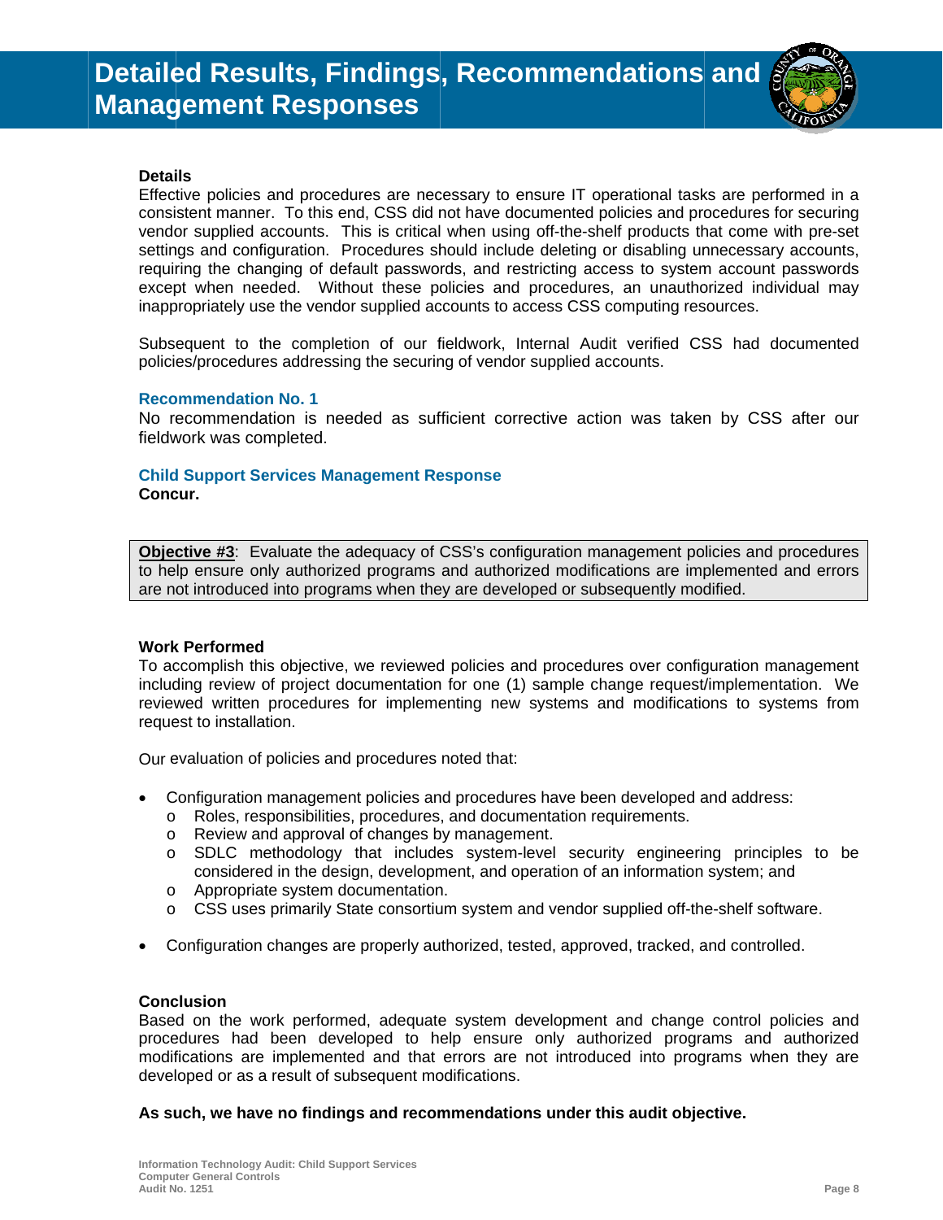# Detailed Results, Findings, Recommendations and Management Responses

**Details**

Effective policies and procedures are necessary to ensure IT operational tasks are performed in a consistent manner. To this end, CSS did not have documented policies and procedures for securing vendor supplied accounts. This is critical when using off-the-shelf products that come with pre-set settings and configuration. Procedures should include deleting or disabling unnecessary accounts, requiring the changing of default passwords, and restricting access to system account passwords except when needed. Without these policies and procedures, an unauthorized individual may inappropriately use the vendor supplied accounts to access CSS computing resources.

Subsequent to the completion of our fieldwork, Internal Audit verified CSS had documented policies/procedures addressing the securing of vendor supplied accounts.

### Recommendation No. 1

No recommendation is needed as sufficient corrective action was taken by CSS after our fieldwork was completed.

### Child Support Services Management Response

**Concur.**

**Objective #3**: Evaluate the adequacy of CSS's configuration management policies and procedures to help ensure only authorized programs and authorized modifications are implemented and errors are not introduced into programs when they are developed or subsequently modified.

**Work Performed**

To accomplish this objective, we reviewed policies and procedures over configuration management including review of project documentation for one (1) sample change request/implementation. We reviewed written procedures for implementing new systems and modifications to systems from request to installation.

Our evaluation of policies and procedures noted that:

- Configuration management policies and procedures have been developed and address:
  - Roles, responsibilities, procedures, and documentation requirements.
  - Review and approval of changes by management.
  - SDLC methodology that includes system-level security engineering principles to be considered in the design, development, and operation of an information system; and
  - Appropriate system documentation.
  - CSS uses primarily State consortium system and vendor supplied off-the-shelf software.
- Configuration changes are properly authorized, tested, approved, tracked, and controlled.

**Conclusion**

Based on the work performed, adequate system development and change control policies and procedures had been developed to help ensure only authorized programs and authorized modifications are implemented and that errors are not introduced into programs when they are developed or as a result of subsequent modifications.

**As such, we have no findings and recommendations under this audit objective.**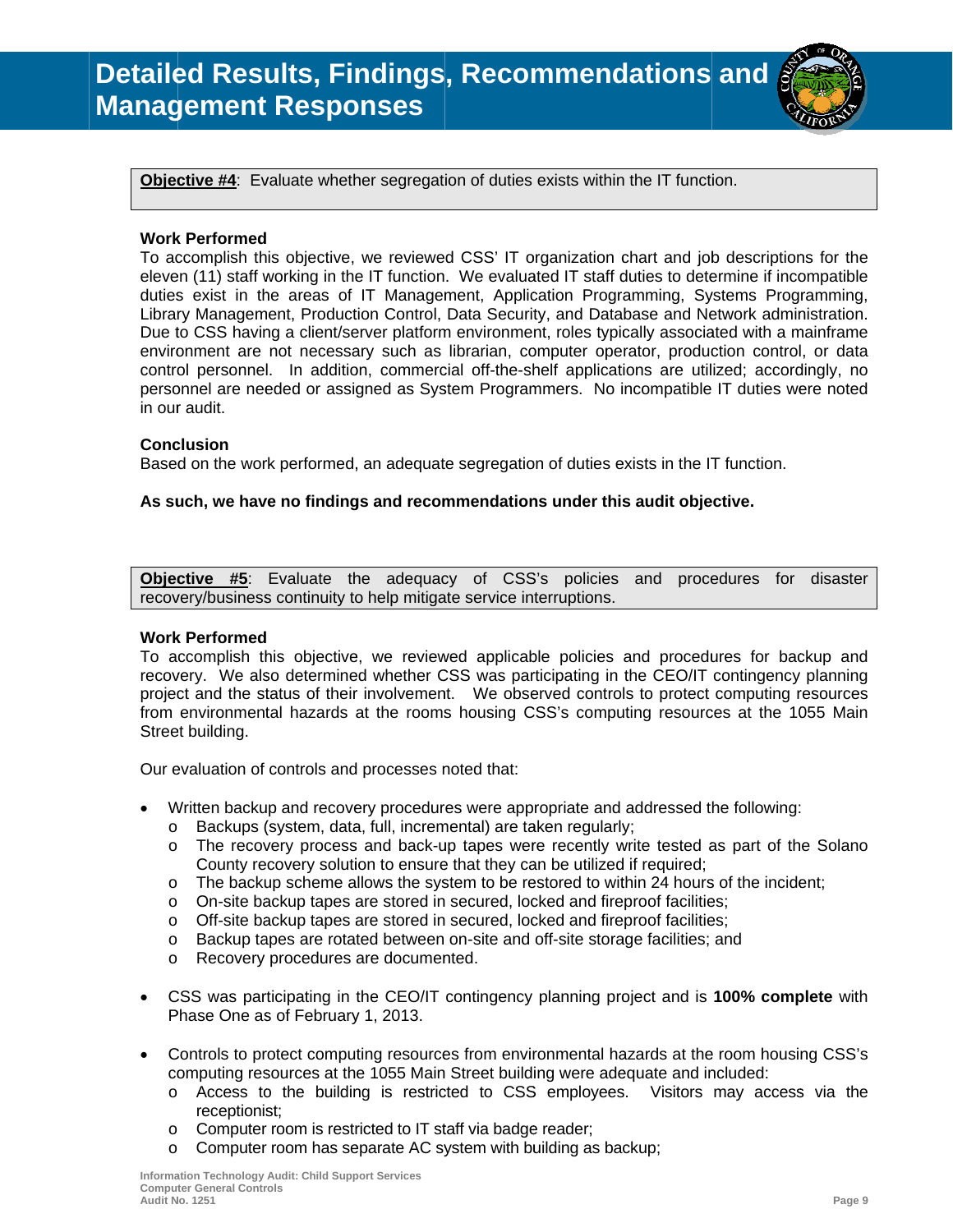# Detailed Results, Findings, Recommendations and Management Responses

**Objective #4**: Evaluate whether segregation of duties exists within the IT function.

**Work Performed**

To accomplish this objective, we reviewed CSS' IT organization chart and job descriptions for the eleven (11) staff working in the IT function. We evaluated IT staff duties to determine if incompatible duties exist in the areas of IT Management, Application Programming, Systems Programming, Library Management, Production Control, Data Security, and Database and Network administration. Due to CSS having a client/server platform environment, roles typically associated with a mainframe environment are not necessary such as librarian, computer operator, production control, or data control personnel. In addition, commercial off-the-shelf applications are utilized; accordingly, no personnel are needed or assigned as System Programmers. No incompatible IT duties were noted in our audit.

**Conclusion**

Based on the work performed, an adequate segregation of duties exists in the IT function.

**As such, we have no findings and recommendations under this audit objective.**

**Objective #5**: Evaluate the adequacy of CSS's policies and procedures for disaster recovery/business continuity to help mitigate service interruptions.

**Work Performed**

To accomplish this objective, we reviewed applicable policies and procedures for backup and recovery. We also determined whether CSS was participating in the CEO/IT contingency planning project and the status of their involvement. We observed controls to protect computing resources from environmental hazards at the rooms housing CSS's computing resources at the 1055 Main Street building.

Our evaluation of controls and processes noted that:

- Written backup and recovery procedures were appropriate and addressed the following:
  - Backups (system, data, full, incremental) are taken regularly;
  - The recovery process and back-up tapes were recently write tested as part of the Solano County recovery solution to ensure that they can be utilized if required;
  - The backup scheme allows the system to be restored to within 24 hours of the incident;
  - On-site backup tapes are stored in secured, locked and fireproof facilities;
  - Off-site backup tapes are stored in secured, locked and fireproof facilities;
  - Backup tapes are rotated between on-site and off-site storage facilities; and
  - Recovery procedures are documented.

- CSS was participating in the CEO/IT contingency planning project and is **100% complete** with Phase One as of February 1, 2013.

- Controls to protect computing resources from environmental hazards at the room housing CSS's computing resources at the 1055 Main Street building were adequate and included:
  - Access to the building is restricted to CSS employees. Visitors may access via the receptionist;
  - Computer room is restricted to IT staff via badge reader;
  - Computer room has separate AC system with building as backup;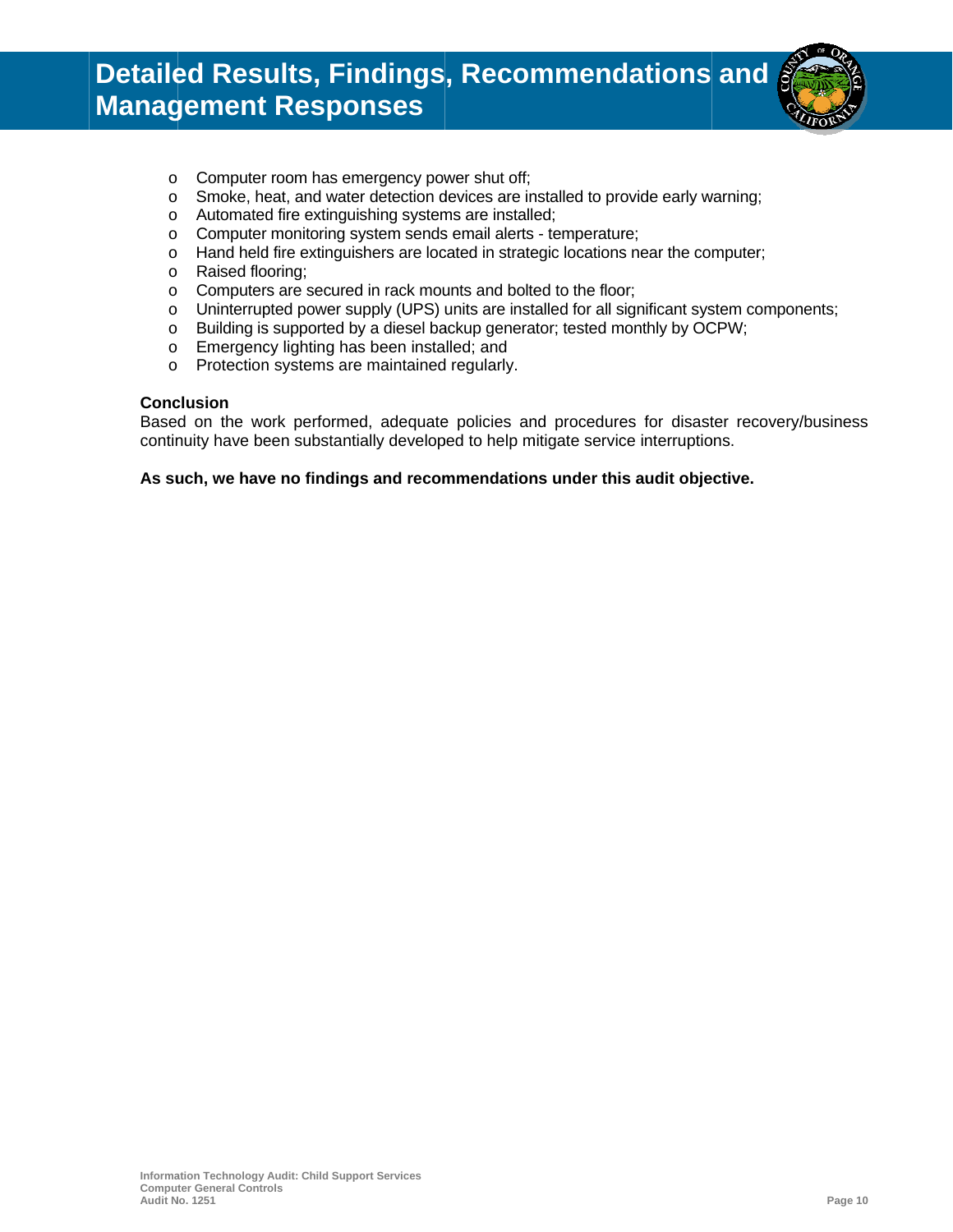- Computer room has emergency power shut off;
- Smoke, heat, and water detection devices are installed to provide early warning;
- Automated fire extinguishing systems are installed;
- Computer monitoring system sends email alerts - temperature;
- Hand held fire extinguishers are located in strategic locations near the computer;
- Raised flooring;
- Computers are secured in rack mounts and bolted to the floor;
- Uninterrupted power supply (UPS) units are installed for all significant system components;
- Building is supported by a diesel backup generator; tested monthly by OCPW;
- Emergency lighting has been installed; and
- Protection systems are maintained regularly.

**Conclusion**

Based on the work performed, adequate policies and procedures for disaster recovery/business continuity have been substantially developed to help mitigate service interruptions.

**As such, we have no findings and recommendations under this audit objective.**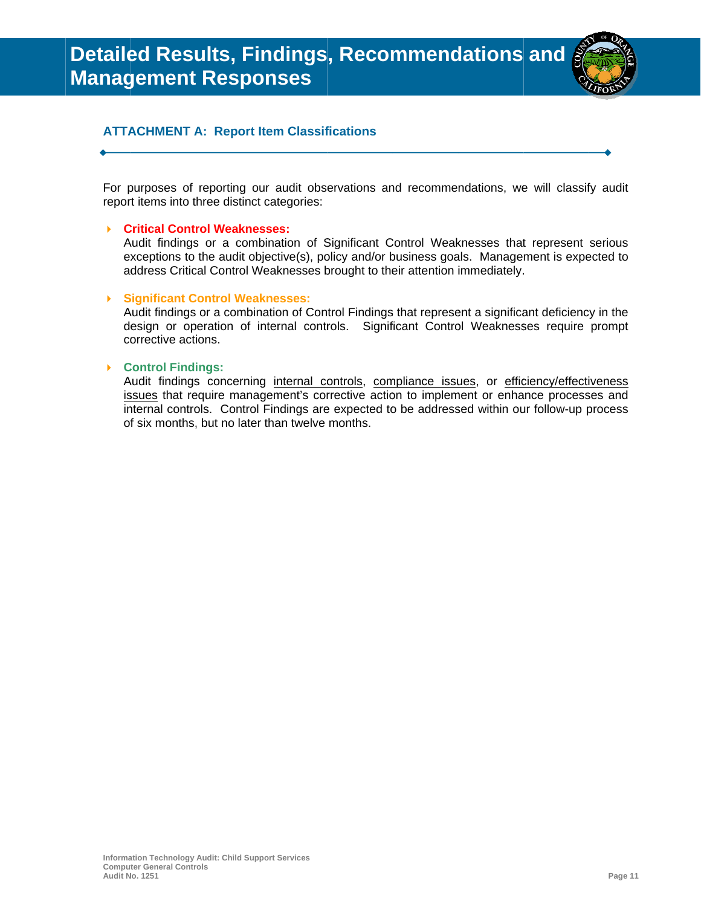# Detailed Results, Findings, Recommendations and Management Responses

## ATTACHMENT A: Report Item Classifications

For purposes of reporting our audit observations and recommendations, we will classify audit report items into three distinct categories:

- **Critical Control Weaknesses:**
  Audit findings or a combination of Significant Control Weaknesses that represent serious exceptions to the audit objective(s), policy and/or business goals. Management is expected to address Critical Control Weaknesses brought to their attention immediately.

- **Significant Control Weaknesses:**
  Audit findings or a combination of Control Findings that represent a significant deficiency in the design or operation of internal controls. Significant Control Weaknesses require prompt corrective actions.

- **Control Findings:**
  Audit findings concerning internal controls, compliance issues, or efficiency/effectiveness issues that require management's corrective action to implement or enhance processes and internal controls. Control Findings are expected to be addressed within our follow-up process of six months, but no later than twelve months.